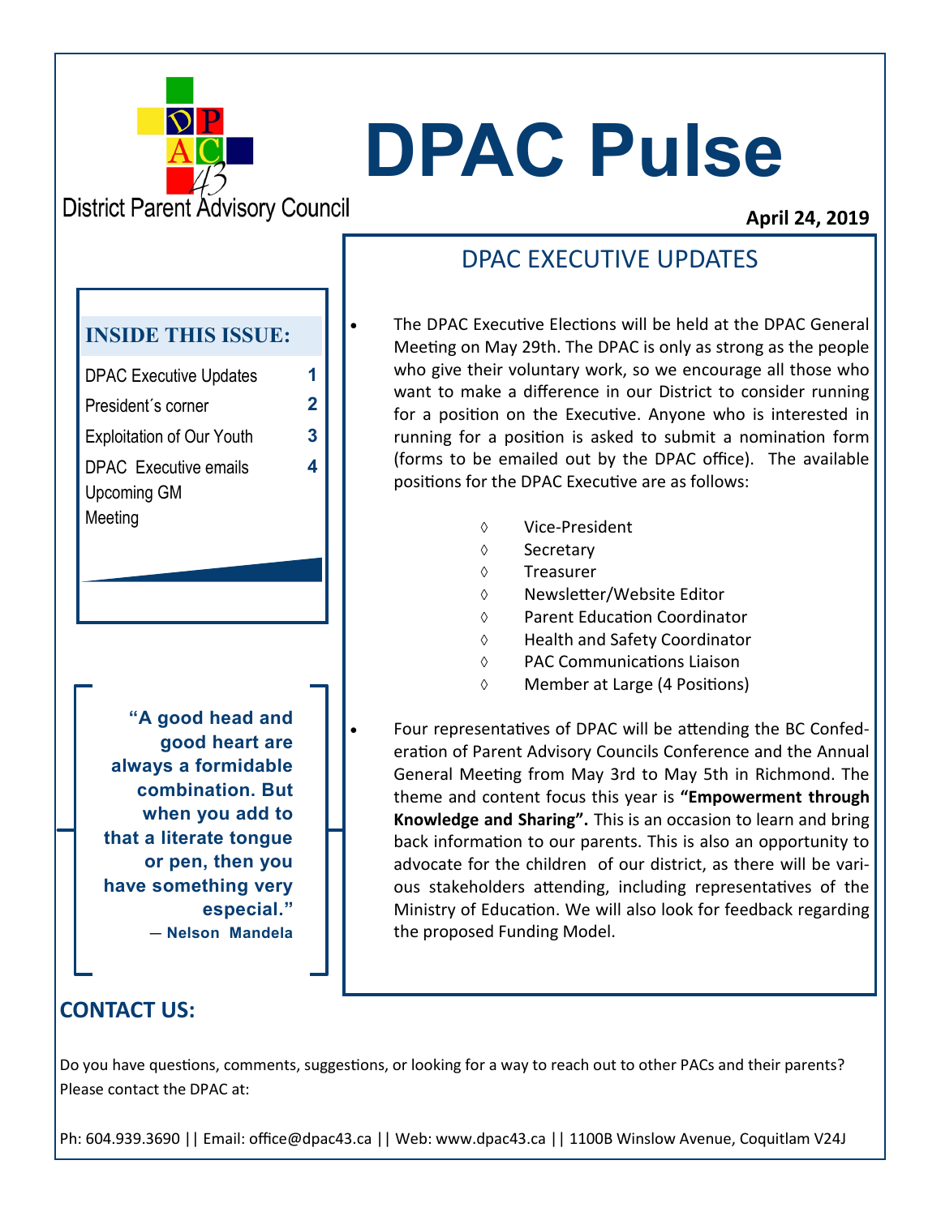District Parent Advisory Council

# DPAC Pulse

**April 24, 2019**

### INSIDE THIS ISSUE:

| | |
|---|---|
| DPAC Executive Updates | 1 |
| President´s corner | 2 |
| Exploitation of Our Youth | 3 |
| DPAC Executive emails Upcoming GM Meeting | 4 |

**"A good head and good heart are always a formidable combination. But when you add to that a literate tongue or pen, then you have something very especial."**
— **Nelson Mandela**

## DPAC EXECUTIVE UPDATES

- The DPAC Executive Elections will be held at the DPAC General Meeting on May 29th. The DPAC is only as strong as the people who give their voluntary work, so we encourage all those who want to make a difference in our District to consider running for a position on the Executive. Anyone who is interested in running for a position is asked to submit a nomination form (forms to be emailed out by the DPAC office). The available positions for the DPAC Executive are as follows:
  - Vice-President
  - Secretary
  - Treasurer
  - Newsletter/Website Editor
  - Parent Education Coordinator
  - Health and Safety Coordinator
  - PAC Communications Liaison
  - Member at Large (4 Positions)
- Four representatives of DPAC will be attending the BC Confederation of Parent Advisory Councils Conference and the Annual General Meeting from May 3rd to May 5th in Richmond. The theme and content focus this year is **"Empowerment through Knowledge and Sharing".** This is an occasion to learn and bring back information to our parents. This is also an opportunity to advocate for the children of our district, as there will be various stakeholders attending, including representatives of the Ministry of Education. We will also look for feedback regarding the proposed Funding Model.

## CONTACT US:

Do you have questions, comments, suggestions, or looking for a way to reach out to other PACs and their parents? Please contact the DPAC at:

Ph: 604.939.3690 || Email: office@dpac43.ca || Web: www.dpac43.ca || 1100B Winslow Avenue, Coquitlam V24J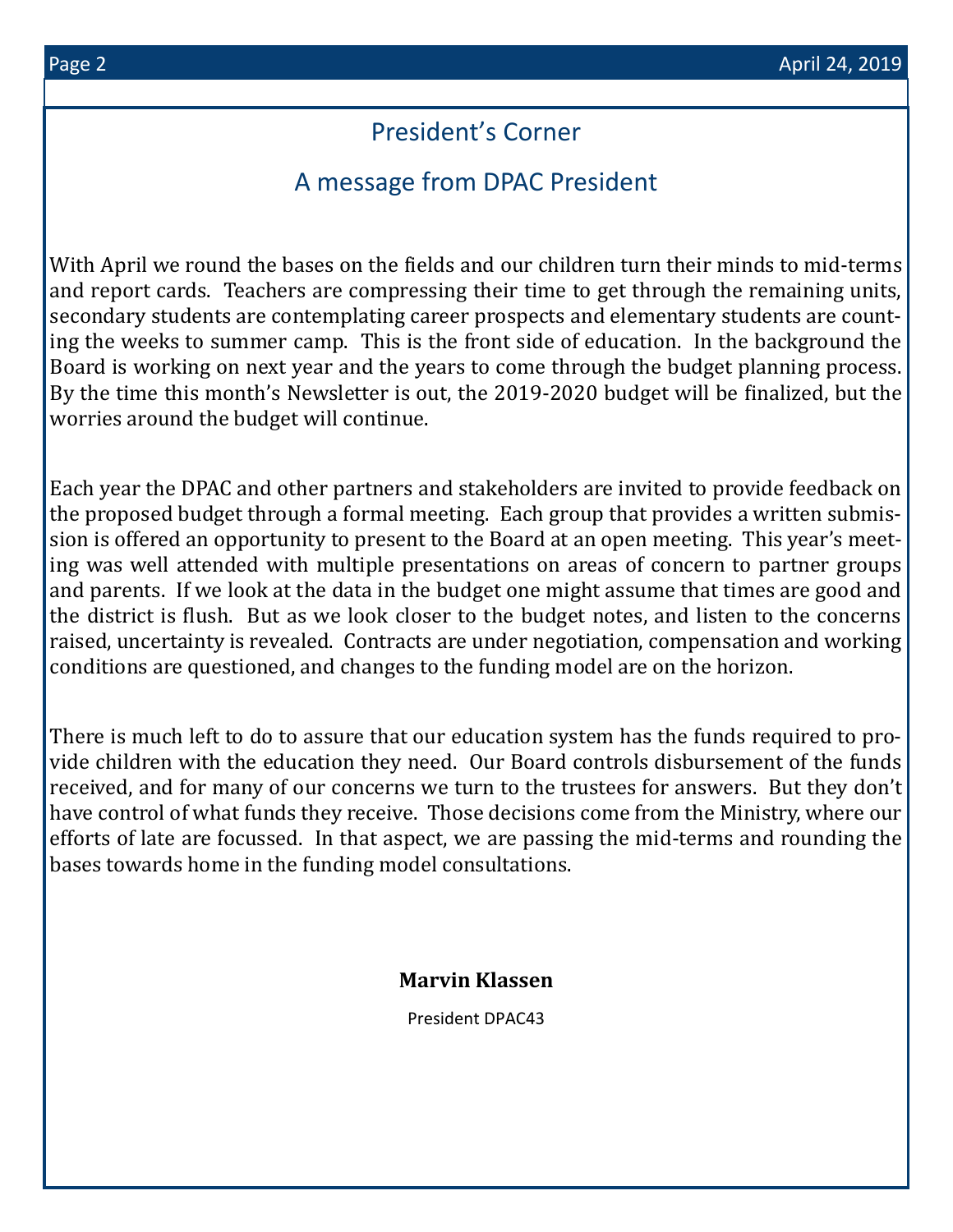## President's Corner

### A message from DPAC President

With April we round the bases on the fields and our children turn their minds to mid-terms and report cards. Teachers are compressing their time to get through the remaining units, secondary students are contemplating career prospects and elementary students are counting the weeks to summer camp. This is the front side of education. In the background the Board is working on next year and the years to come through the budget planning process. By the time this month's Newsletter is out, the 2019-2020 budget will be finalized, but the worries around the budget will continue.

Each year the DPAC and other partners and stakeholders are invited to provide feedback on the proposed budget through a formal meeting. Each group that provides a written submission is offered an opportunity to present to the Board at an open meeting. This year's meeting was well attended with multiple presentations on areas of concern to partner groups and parents. If we look at the data in the budget one might assume that times are good and the district is flush. But as we look closer to the budget notes, and listen to the concerns raised, uncertainty is revealed. Contracts are under negotiation, compensation and working conditions are questioned, and changes to the funding model are on the horizon.

There is much left to do to assure that our education system has the funds required to provide children with the education they need. Our Board controls disbursement of the funds received, and for many of our concerns we turn to the trustees for answers. But they don't have control of what funds they receive. Those decisions come from the Ministry, where our efforts of late are focussed. In that aspect, we are passing the mid-terms and rounding the bases towards home in the funding model consultations.

**Marvin Klassen**

President DPAC43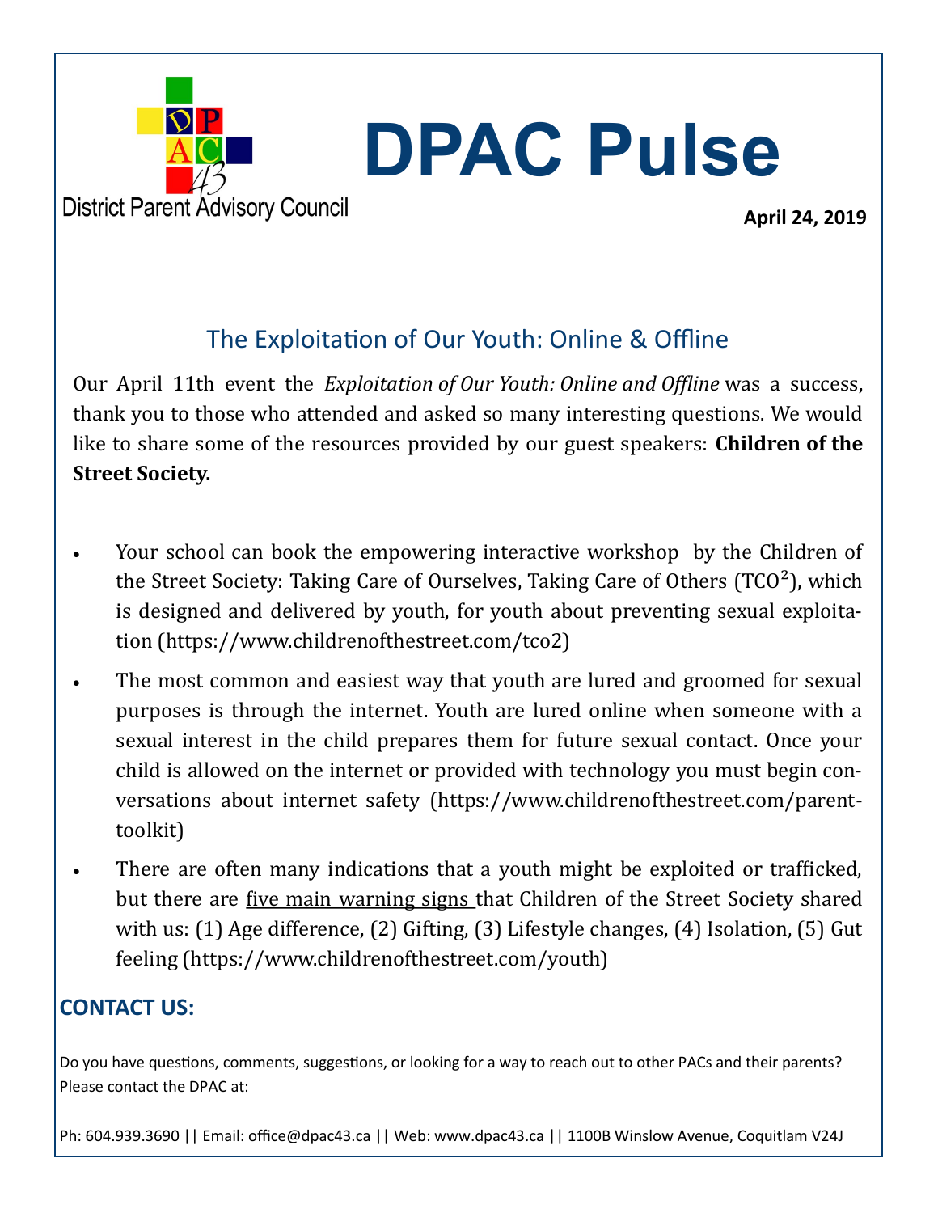District Parent Advisory Council

# DPAC Pulse

**April 24, 2019**

## The Exploitation of Our Youth: Online & Offline

Our April 11th event the *Exploitation of Our Youth: Online and Offline* was a success, thank you to those who attended and asked so many interesting questions. We would like to share some of the resources provided by our guest speakers: **Children of the Street Society.**

- Your school can book the empowering interactive workshop by the Children of the Street Society: Taking Care of Ourselves, Taking Care of Others ($TCO^2$), which is designed and delivered by youth, for youth about preventing sexual exploitation (https://www.childrenofthestreet.com/tco2)
- The most common and easiest way that youth are lured and groomed for sexual purposes is through the internet. Youth are lured online when someone with a sexual interest in the child prepares them for future sexual contact. Once your child is allowed on the internet or provided with technology you must begin conversations about internet safety (https://www.childrenofthestreet.com/parent-toolkit)
- There are often many indications that a youth might be exploited or trafficked, but there are <u>five main warning signs</u> that Children of the Street Society shared with us: (1) Age difference, (2) Gifting, (3) Lifestyle changes, (4) Isolation, (5) Gut feeling (https://www.childrenofthestreet.com/youth)

### CONTACT US:

Do you have questions, comments, suggestions, or looking for a way to reach out to other PACs and their parents? Please contact the DPAC at:

Ph: 604.939.3690 || Email: office@dpac43.ca || Web: www.dpac43.ca || 1100B Winslow Avenue, Coquitlam V24J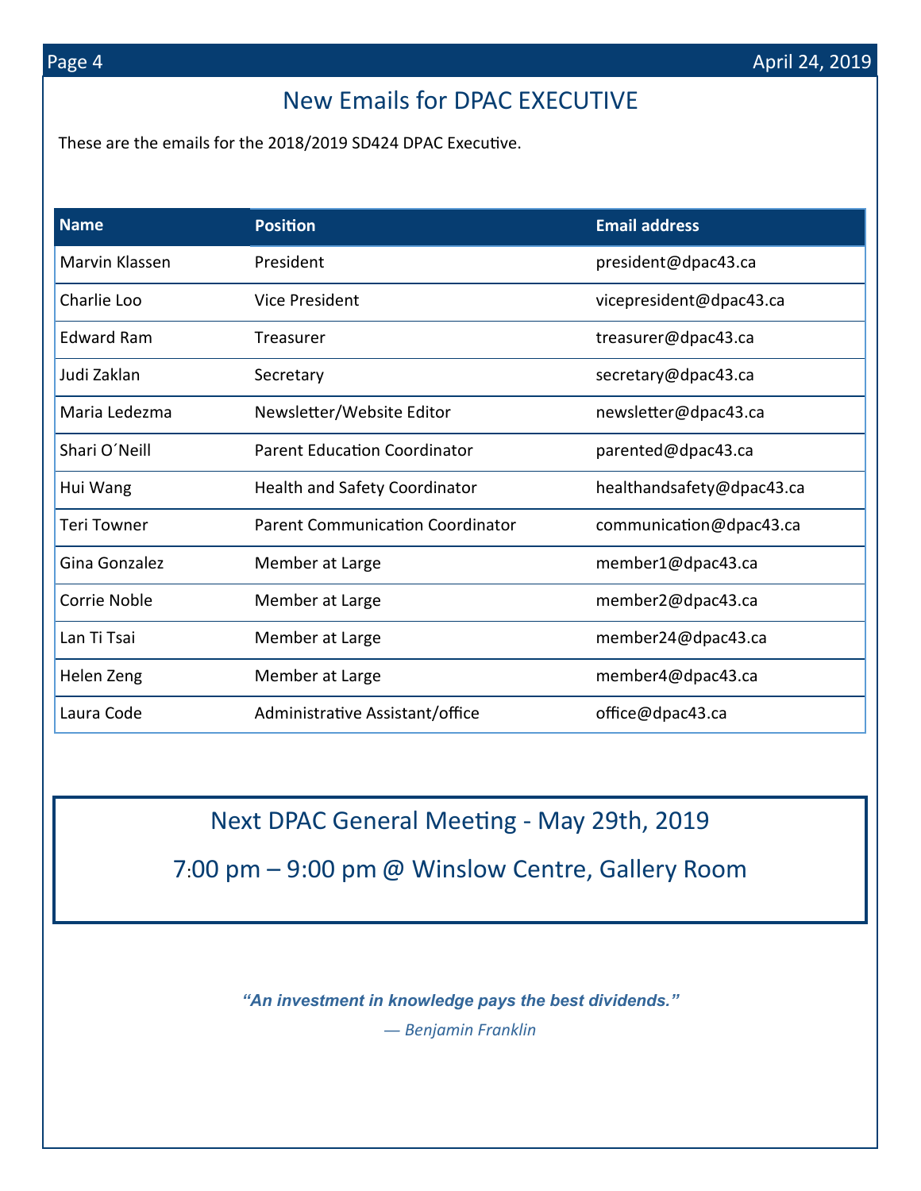## New Emails for DPAC EXECUTIVE

These are the emails for the 2018/2019 SD424 DPAC Executive.

| Name | Position | Email address |
| --- | --- | --- |
| Marvin Klassen | President | president@dpac43.ca |
| Charlie Loo | Vice President | vicepresident@dpac43.ca |
| Edward Ram | Treasurer | treasurer@dpac43.ca |
| Judi Zaklan | Secretary | secretary@dpac43.ca |
| Maria Ledezma | Newsletter/Website Editor | newsletter@dpac43.ca |
| Shari O´Neill | Parent Education Coordinator | parented@dpac43.ca |
| Hui Wang | Health and Safety Coordinator | healthandsafety@dpac43.ca |
| Teri Towner | Parent Communication Coordinator | communication@dpac43.ca |
| Gina Gonzalez | Member at Large | member1@dpac43.ca |
| Corrie Noble | Member at Large | member2@dpac43.ca |
| Lan Ti Tsai | Member at Large | member24@dpac43.ca |
| Helen Zeng | Member at Large | member4@dpac43.ca |
| Laura Code | Administrative Assistant/office | office@dpac43.ca |

### Next DPAC General Meeting - May 29th, 2019

### 7:00 pm – 9:00 pm @ Winslow Centre, Gallery Room

***"An investment in knowledge pays the best dividends."***

*— Benjamin Franklin*